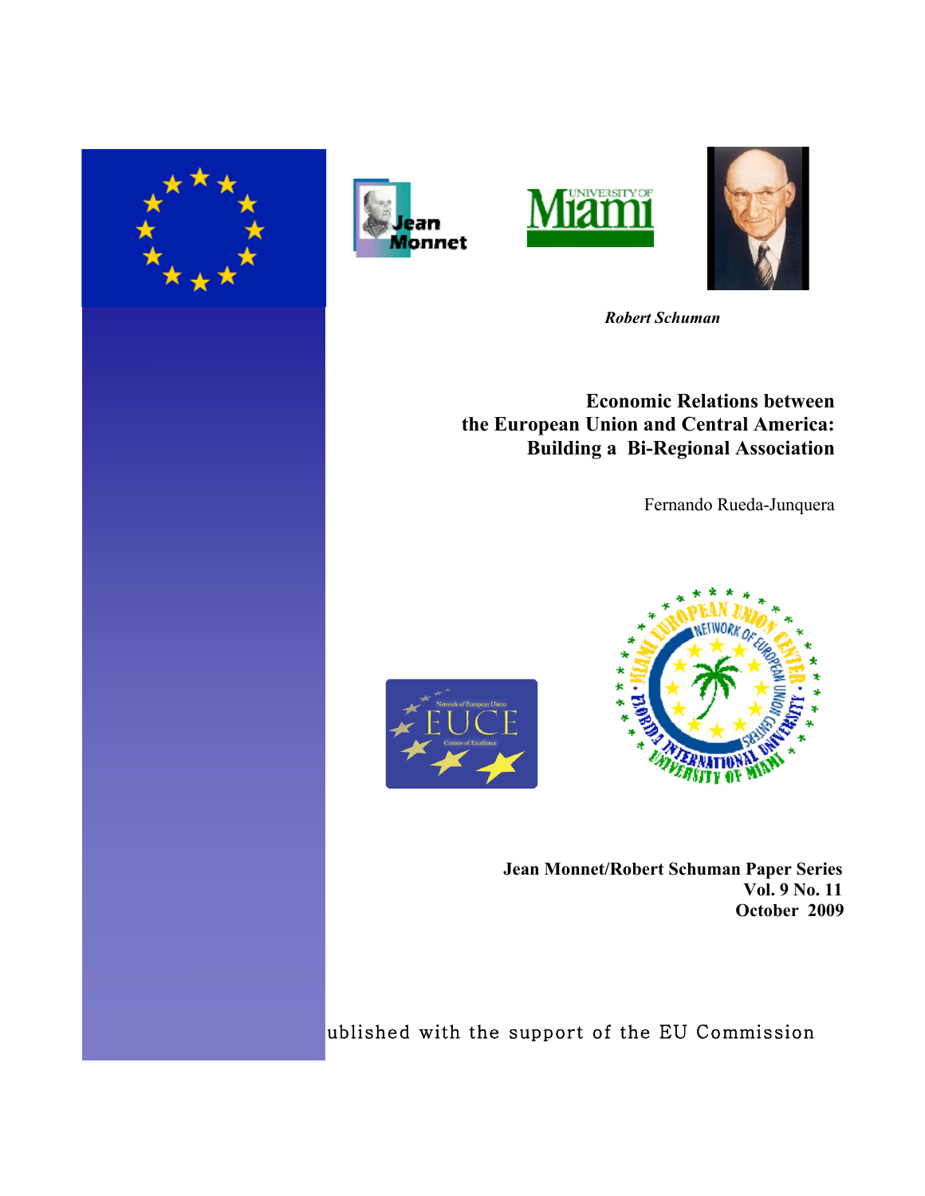*Robert Schuman*

# Economic Relations between the European Union and Central America: Building a Bi-Regional Association

Fernando Rueda-Junquera

**Jean Monnet/Robert Schuman Paper Series**
**Vol. 9 No. 11**
**October 2009**

ublished with the support of the EU Commission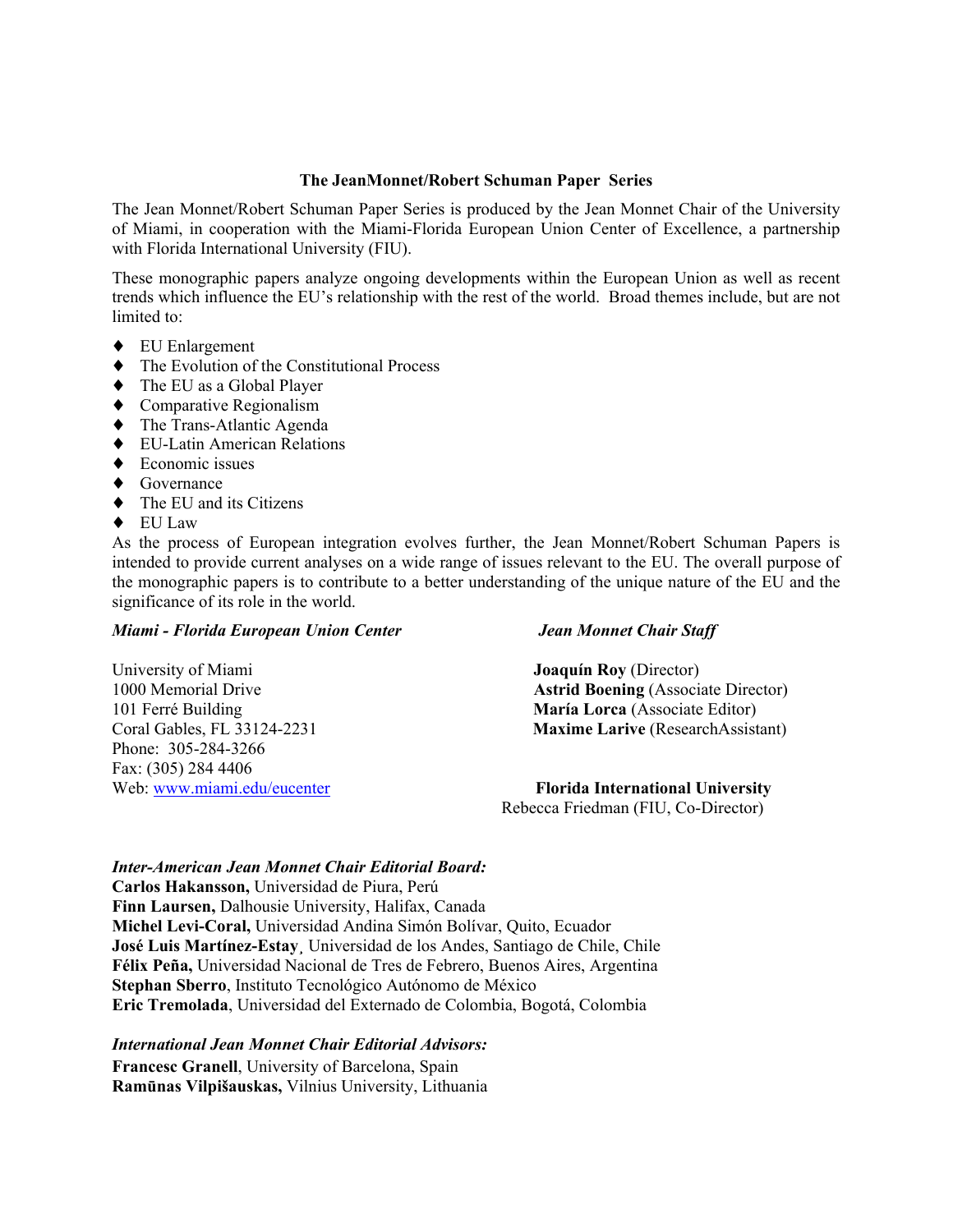## The JeanMonnet/Robert Schuman Paper Series

The Jean Monnet/Robert Schuman Paper Series is produced by the Jean Monnet Chair of the University of Miami, in cooperation with the Miami-Florida European Union Center of Excellence, a partnership with Florida International University (FIU).

These monographic papers analyze ongoing developments within the European Union as well as recent trends which influence the EU's relationship with the rest of the world. Broad themes include, but are not limited to:

- EU Enlargement
- The Evolution of the Constitutional Process
- The EU as a Global Player
- Comparative Regionalism
- The Trans-Atlantic Agenda
- EU-Latin American Relations
- Economic issues
- Governance
- The EU and its Citizens
- EU Law

As the process of European integration evolves further, the Jean Monnet/Robert Schuman Papers is intended to provide current analyses on a wide range of issues relevant to the EU. The overall purpose of the monographic papers is to contribute to a better understanding of the unique nature of the EU and the significance of its role in the world.

***Miami - Florida European Union Center***

University of Miami
1000 Memorial Drive
101 Ferré Building
Coral Gables, FL 33124-2231
Phone: 305-284-3266
Fax: (305) 284 4406
Web: www.miami.edu/eucenter

***Jean Monnet Chair Staff***

**Joaquín Roy** (Director)
**Astrid Boening** (Associate Director)
**María Lorca** (Associate Editor)
**Maxime Larive** (ResearchAssistant)

**Florida International University**
Rebecca Friedman (FIU, Co-Director)

***Inter-American Jean Monnet Chair Editorial Board:***

**Carlos Hakansson,** Universidad de Piura, Perú
**Finn Laursen,** Dalhousie University, Halifax, Canada
**Michel Levi-Coral,** Universidad Andina Simón Bolívar, Quito, Ecuador
**José Luis Martínez-Estay**¸ Universidad de los Andes, Santiago de Chile, Chile
**Félix Peña,** Universidad Nacional de Tres de Febrero, Buenos Aires, Argentina
**Stephan Sberro**, Instituto Tecnológico Autónomo de México
**Eric Tremolada**, Universidad del Externado de Colombia, Bogotá, Colombia

***International Jean Monnet Chair Editorial Advisors:***

**Francesc Granell**, University of Barcelona, Spain
**Ramūnas Vilpišauskas,** Vilnius University, Lithuania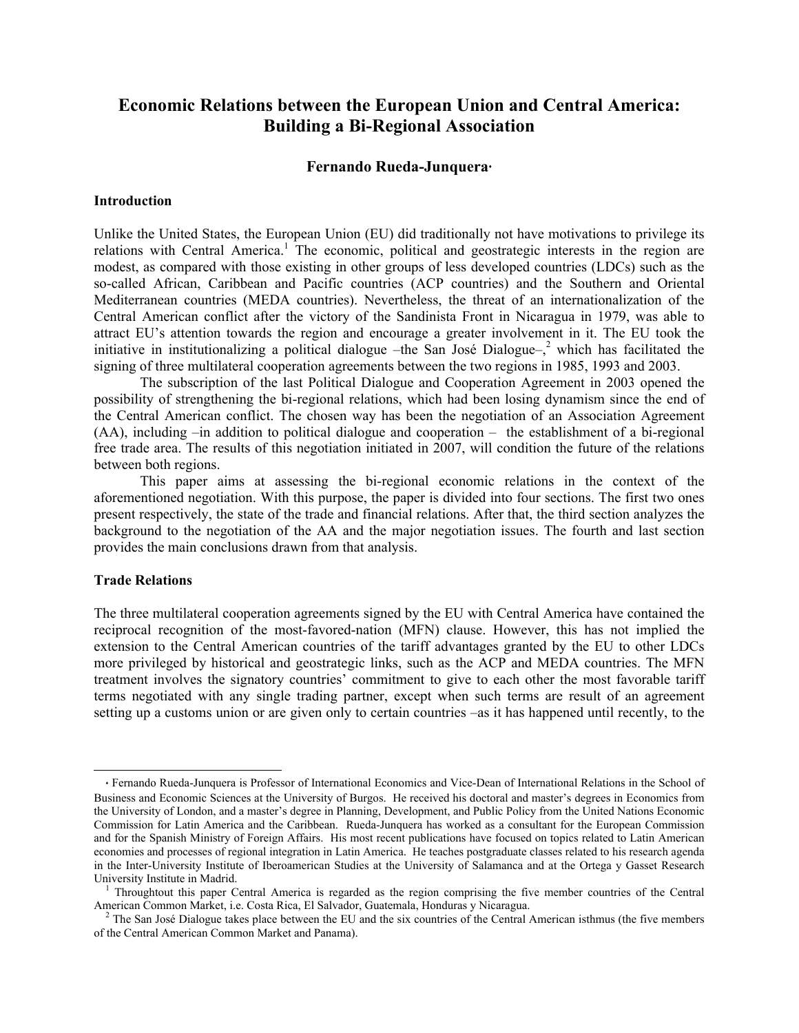# Economic Relations between the European Union and Central America: Building a Bi-Regional Association

**Fernando Rueda-Junquera**[·]

## Introduction

Unlike the United States, the European Union (EU) did traditionally not have motivations to privilege its relations with Central America.[1] The economic, political and geostrategic interests in the region are modest, as compared with those existing in other groups of less developed countries (LDCs) such as the so-called African, Caribbean and Pacific countries (ACP countries) and the Southern and Oriental Mediterranean countries (MEDA countries). Nevertheless, the threat of an internationalization of the Central American conflict after the victory of the Sandinista Front in Nicaragua in 1979, was able to attract EU's attention towards the region and encourage a greater involvement in it. The EU took the initiative in institutionalizing a political dialogue –the San José Dialogue–,[2] which has facilitated the signing of three multilateral cooperation agreements between the two regions in 1985, 1993 and 2003.

The subscription of the last Political Dialogue and Cooperation Agreement in 2003 opened the possibility of strengthening the bi-regional relations, which had been losing dynamism since the end of the Central American conflict. The chosen way has been the negotiation of an Association Agreement (AA), including –in addition to political dialogue and cooperation – the establishment of a bi-regional free trade area. The results of this negotiation initiated in 2007, will condition the future of the relations between both regions.

This paper aims at assessing the bi-regional economic relations in the context of the aforementioned negotiation. With this purpose, the paper is divided into four sections. The first two ones present respectively, the state of the trade and financial relations. After that, the third section analyzes the background to the negotiation of the AA and the major negotiation issues. The fourth and last section provides the main conclusions drawn from that analysis.

## Trade Relations

The three multilateral cooperation agreements signed by the EU with Central America have contained the reciprocal recognition of the most-favored-nation (MFN) clause. However, this has not implied the extension to the Central American countries of the tariff advantages granted by the EU to other LDCs more privileged by historical and geostrategic links, such as the ACP and MEDA countries. The MFN treatment involves the signatory countries' commitment to give to each other the most favorable tariff terms negotiated with any single trading partner, except when such terms are result of an agreement setting up a customs union or are given only to certain countries –as it has happened until recently, to the

---

[·] Fernando Rueda-Junquera is Professor of International Economics and Vice-Dean of International Relations in the School of Business and Economic Sciences at the University of Burgos. He received his doctoral and master's degrees in Economics from the University of London, and a master's degree in Planning, Development, and Public Policy from the United Nations Economic Commission for Latin America and the Caribbean. Rueda-Junquera has worked as a consultant for the European Commission and for the Spanish Ministry of Foreign Affairs. His most recent publications have focused on topics related to Latin American economies and processes of regional integration in Latin America. He teaches postgraduate classes related to his research agenda in the Inter-University Institute of Iberoamerican Studies at the University of Salamanca and at the Ortega y Gasset Research University Institute in Madrid.

[1] Throughtout this paper Central America is regarded as the region comprising the five member countries of the Central American Common Market, i.e. Costa Rica, El Salvador, Guatemala, Honduras y Nicaragua.

[2] The San José Dialogue takes place between the EU and the six countries of the Central American isthmus (the five members of the Central American Common Market and Panama).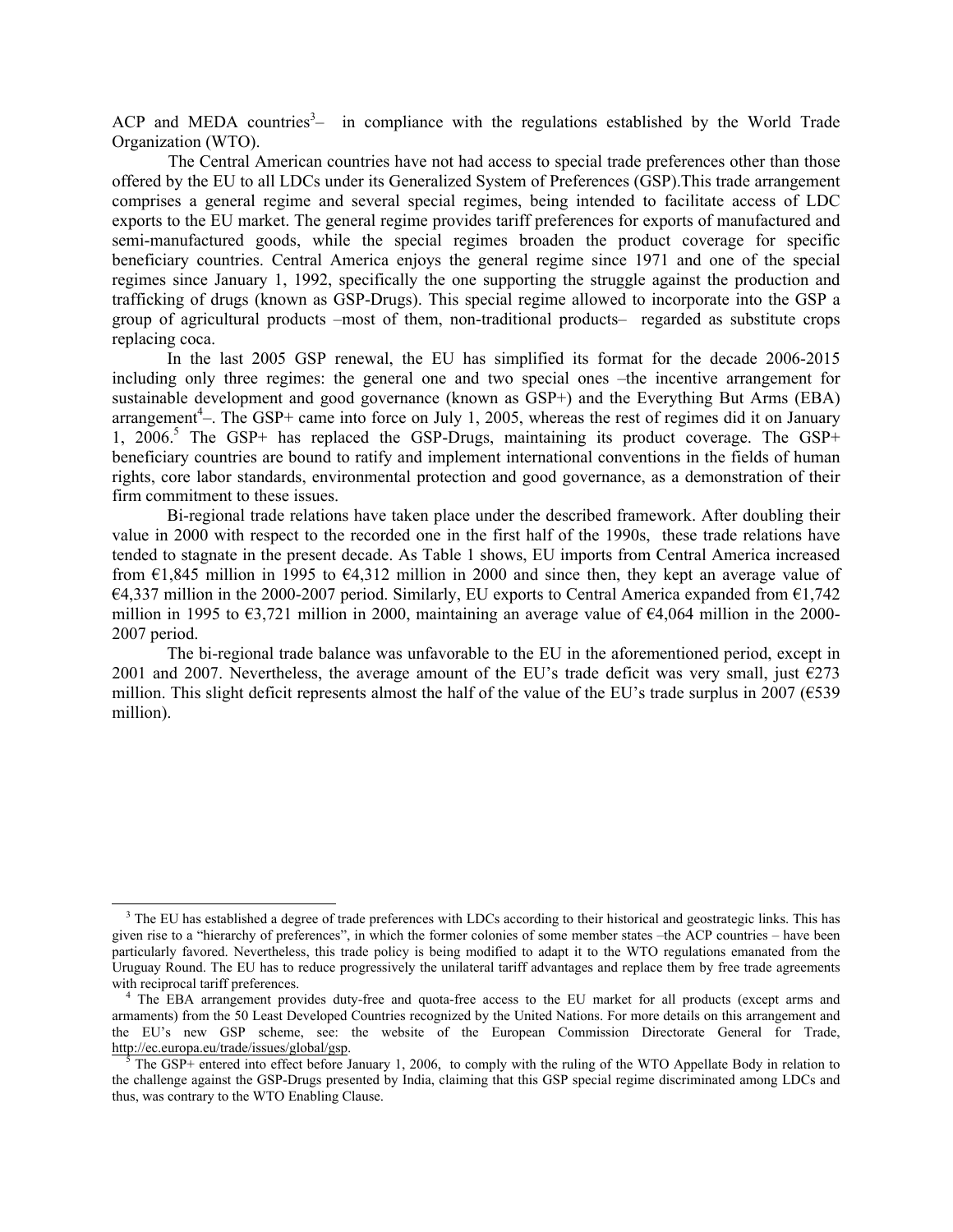ACP and MEDA countries[3]– in compliance with the regulations established by the World Trade Organization (WTO).

The Central American countries have not had access to special trade preferences other than those offered by the EU to all LDCs under its Generalized System of Preferences (GSP).This trade arrangement comprises a general regime and several special regimes, being intended to facilitate access of LDC exports to the EU market. The general regime provides tariff preferences for exports of manufactured and semi-manufactured goods, while the special regimes broaden the product coverage for specific beneficiary countries. Central America enjoys the general regime since 1971 and one of the special regimes since January 1, 1992, specifically the one supporting the struggle against the production and trafficking of drugs (known as GSP-Drugs). This special regime allowed to incorporate into the GSP a group of agricultural products –most of them, non-traditional products– regarded as substitute crops replacing coca.

In the last 2005 GSP renewal, the EU has simplified its format for the decade 2006-2015 including only three regimes: the general one and two special ones –the incentive arrangement for sustainable development and good governance (known as GSP+) and the Everything But Arms (EBA) arrangement[4]–. The GSP+ came into force on July 1, 2005, whereas the rest of regimes did it on January 1, 2006.[5] The GSP+ has replaced the GSP-Drugs, maintaining its product coverage. The GSP+ beneficiary countries are bound to ratify and implement international conventions in the fields of human rights, core labor standards, environmental protection and good governance, as a demonstration of their firm commitment to these issues.

Bi-regional trade relations have taken place under the described framework. After doubling their value in 2000 with respect to the recorded one in the first half of the 1990s, these trade relations have tended to stagnate in the present decade. As Table 1 shows, EU imports from Central America increased from €1,845 million in 1995 to €4,312 million in 2000 and since then, they kept an average value of €4,337 million in the 2000-2007 period. Similarly, EU exports to Central America expanded from €1,742 million in 1995 to €3,721 million in 2000, maintaining an average value of €4,064 million in the 2000-2007 period.

The bi-regional trade balance was unfavorable to the EU in the aforementioned period, except in 2001 and 2007. Nevertheless, the average amount of the EU's trade deficit was very small, just €273 million. This slight deficit represents almost the half of the value of the EU's trade surplus in 2007 (€539 million).

---

[3] The EU has established a degree of trade preferences with LDCs according to their historical and geostrategic links. This has given rise to a "hierarchy of preferences", in which the former colonies of some member states –the ACP countries – have been particularly favored. Nevertheless, this trade policy is being modified to adapt it to the WTO regulations emanated from the Uruguay Round. The EU has to reduce progressively the unilateral tariff advantages and replace them by free trade agreements with reciprocal tariff preferences.

[4] The EBA arrangement provides duty-free and quota-free access to the EU market for all products (except arms and armaments) from the 50 Least Developed Countries recognized by the United Nations. For more details on this arrangement and the EU's new GSP scheme, see: the website of the European Commission Directorate General for Trade, http://ec.europa.eu/trade/issues/global/gsp.

[5] The GSP+ entered into effect before January 1, 2006, to comply with the ruling of the WTO Appellate Body in relation to the challenge against the GSP-Drugs presented by India, claiming that this GSP special regime discriminated among LDCs and thus, was contrary to the WTO Enabling Clause.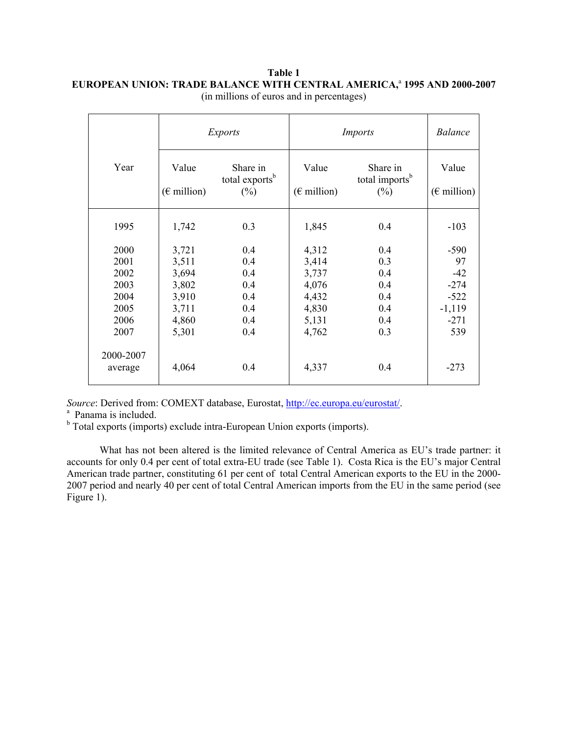**Table 1**
**EUROPEAN UNION: TRADE BALANCE WITH CENTRAL AMERICA,[a] 1995 AND 2000-2007**
(in millions of euros and in percentages)

| Year | *Exports* | | *Imports* | | *Balance* |
|---|---|---|---|---|---|
| | Value (€ million) | Share in total exports[b] (%) | Value (€ million) | Share in total imports[b] (%) | Value (€ million) |
| 1995 | 1,742 | 0.3 | 1,845 | 0.4 | -103 |
| 2000 | 3,721 | 0.4 | 4,312 | 0.4 | -590 |
| 2001 | 3,511 | 0.4 | 3,414 | 0.3 | 97 |
| 2002 | 3,694 | 0.4 | 3,737 | 0.4 | -42 |
| 2003 | 3,802 | 0.4 | 4,076 | 0.4 | -274 |
| 2004 | 3,910 | 0.4 | 4,432 | 0.4 | -522 |
| 2005 | 3,711 | 0.4 | 4,830 | 0.4 | -1,119 |
| 2006 | 4,860 | 0.4 | 5,131 | 0.4 | -271 |
| 2007 | 5,301 | 0.4 | 4,762 | 0.3 | 539 |
| 2000-2007 average | 4,064 | 0.4 | 4,337 | 0.4 | -273 |

*Source*: Derived from: COMEXT database, Eurostat, http://ec.europa.eu/eurostat/.
[a] Panama is included.
[b] Total exports (imports) exclude intra-European Union exports (imports).

What has not been altered is the limited relevance of Central America as EU's trade partner: it accounts for only 0.4 per cent of total extra-EU trade (see Table 1). Costa Rica is the EU's major Central American trade partner, constituting 61 per cent of total Central American exports to the EU in the 2000-2007 period and nearly 40 per cent of total Central American imports from the EU in the same period (see Figure 1).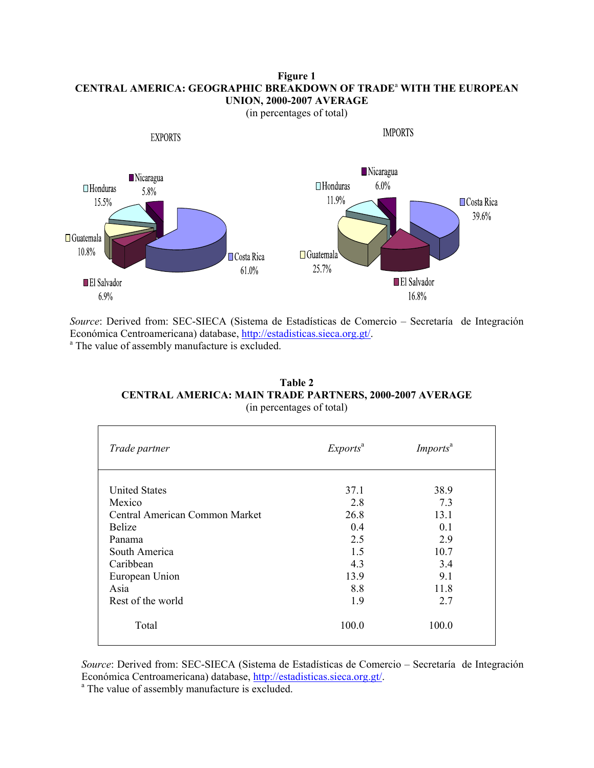**Figure 1**
**CENTRAL AMERICA: GEOGRAPHIC BREAKDOWN OF TRADE[a] WITH THE EUROPEAN UNION, 2000-2007 AVERAGE**
(in percentages of total)

EXPORTS

| Country | Share |
|---|---|
| Costa Rica | 61.0% |
| Honduras | 15.5% |
| Guatemala | 10.8% |
| El Salvador | 6.9% |
| Nicaragua | 5.8% |

IMPORTS

| Country | Share |
|---|---|
| Costa Rica | 39.6% |
| Guatemala | 25.7% |
| El Salvador | 16.8% |
| Honduras | 11.9% |
| Nicaragua | 6.0% |

*Source*: Derived from: SEC-SIECA (Sistema de Estadísticas de Comercio – Secretaría de Integración Económica Centroamericana) database, http://estadisticas.sieca.org.gt/.
[a] The value of assembly manufacture is excluded.

**Table 2**
**CENTRAL AMERICA: MAIN TRADE PARTNERS, 2000-2007 AVERAGE**
(in percentages of total)

| *Trade partner* | *Exports*[a] | *Imports*[a] |
|---|---|---|
| United States | 37.1 | 38.9 |
| Mexico | 2.8 | 7.3 |
| Central American Common Market | 26.8 | 13.1 |
| Belize | 0.4 | 0.1 |
| Panama | 2.5 | 2.9 |
| South America | 1.5 | 10.7 |
| Caribbean | 4.3 | 3.4 |
| European Union | 13.9 | 9.1 |
| Asia | 8.8 | 11.8 |
| Rest of the world | 1.9 | 2.7 |
| Total | 100.0 | 100.0 |

*Source*: Derived from: SEC-SIECA (Sistema de Estadísticas de Comercio – Secretaría de Integración Económica Centroamericana) database, http://estadisticas.sieca.org.gt/.
[a] The value of assembly manufacture is excluded.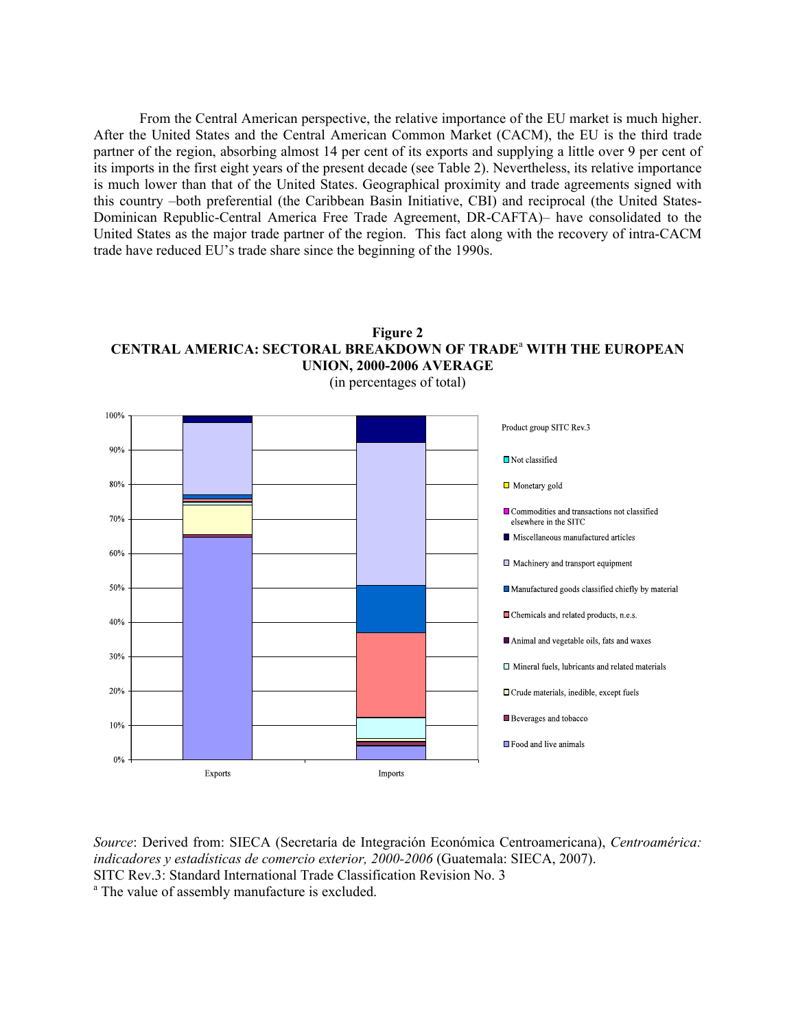From the Central American perspective, the relative importance of the EU market is much higher. After the United States and the Central American Common Market (CACM), the EU is the third trade partner of the region, absorbing almost 14 per cent of its exports and supplying a little over 9 per cent of its imports in the first eight years of the present decade (see Table 2). Nevertheless, its relative importance is much lower than that of the United States. Geographical proximity and trade agreements signed with this country –both preferential (the Caribbean Basin Initiative, CBI) and reciprocal (the United States-Dominican Republic-Central America Free Trade Agreement, DR-CAFTA)– have consolidated to the United States as the major trade partner of the region. This fact along with the recovery of intra-CACM trade have reduced EU's trade share since the beginning of the 1990s.

**Figure 2**
**CENTRAL AMERICA: SECTORAL BREAKDOWN OF TRADE[a] WITH THE EUROPEAN UNION, 2000-2006 AVERAGE**
(in percentages of total)

*Source*: Derived from: SIECA (Secretaría de Integración Económica Centroamericana), *Centroamérica: indicadores y estadísticas de comercio exterior, 2000-2006* (Guatemala: SIECA, 2007).
SITC Rev.3: Standard International Trade Classification Revision No. 3
[a] The value of assembly manufacture is excluded.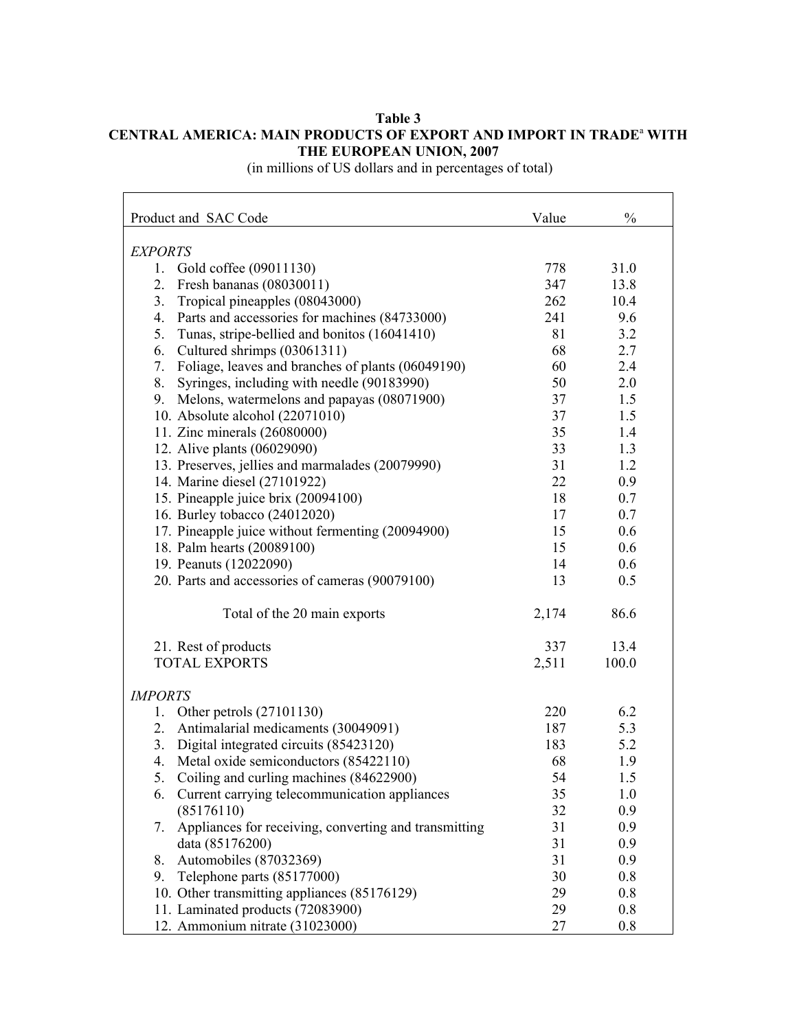**Table 3**
**CENTRAL AMERICA: MAIN PRODUCTS OF EXPORT AND IMPORT IN TRADE[a] WITH THE EUROPEAN UNION, 2007**
(in millions of US dollars and in percentages of total)

| Product and SAC Code | Value | % |
|---|---|---|
| *EXPORTS* | | |
| 1. Gold coffee (09011130) | 778 | 31.0 |
| 2. Fresh bananas (08030011) | 347 | 13.8 |
| 3. Tropical pineapples (08043000) | 262 | 10.4 |
| 4. Parts and accessories for machines (84733000) | 241 | 9.6 |
| 5. Tunas, stripe-bellied and bonitos (16041410) | 81 | 3.2 |
| 6. Cultured shrimps (03061311) | 68 | 2.7 |
| 7. Foliage, leaves and branches of plants (06049190) | 60 | 2.4 |
| 8. Syringes, including with needle (90183990) | 50 | 2.0 |
| 9. Melons, watermelons and papayas (08071900) | 37 | 1.5 |
| 10. Absolute alcohol (22071010) | 37 | 1.5 |
| 11. Zinc minerals (26080000) | 35 | 1.4 |
| 12. Alive plants (06029090) | 33 | 1.3 |
| 13. Preserves, jellies and marmalades (20079990) | 31 | 1.2 |
| 14. Marine diesel (27101922) | 22 | 0.9 |
| 15. Pineapple juice brix (20094100) | 18 | 0.7 |
| 16. Burley tobacco (24012020) | 17 | 0.7 |
| 17. Pineapple juice without fermenting (20094900) | 15 | 0.6 |
| 18. Palm hearts (20089100) | 15 | 0.6 |
| 19. Peanuts (12022090) | 14 | 0.6 |
| 20. Parts and accessories of cameras (90079100) | 13 | 0.5 |
| Total of the 20 main exports | 2,174 | 86.6 |
| 21. Rest of products | 337 | 13.4 |
| TOTAL EXPORTS | 2,511 | 100.0 |
| *IMPORTS* | | |
| 1. Other petrols (27101130) | 220 | 6.2 |
| 2. Antimalarial medicaments (30049091) | 187 | 5.3 |
| 3. Digital integrated circuits (85423120) | 183 | 5.2 |
| 4. Metal oxide semiconductors (85422110) | 68 | 1.9 |
| 5. Coiling and curling machines (84622900) | 54 | 1.5 |
| 6. Current carrying telecommunication appliances | 35 | 1.0 |
| (85176110) | 32 | 0.9 |
| 7. Appliances for receiving, converting and transmitting | 31 | 0.9 |
| data (85176200) | 31 | 0.9 |
| 8. Automobiles (87032369) | 31 | 0.9 |
| 9. Telephone parts (85177000) | 30 | 0.8 |
| 10. Other transmitting appliances (85176129) | 29 | 0.8 |
| 11. Laminated products (72083900) | 29 | 0.8 |
| 12. Ammonium nitrate (31023000) | 27 | 0.8 |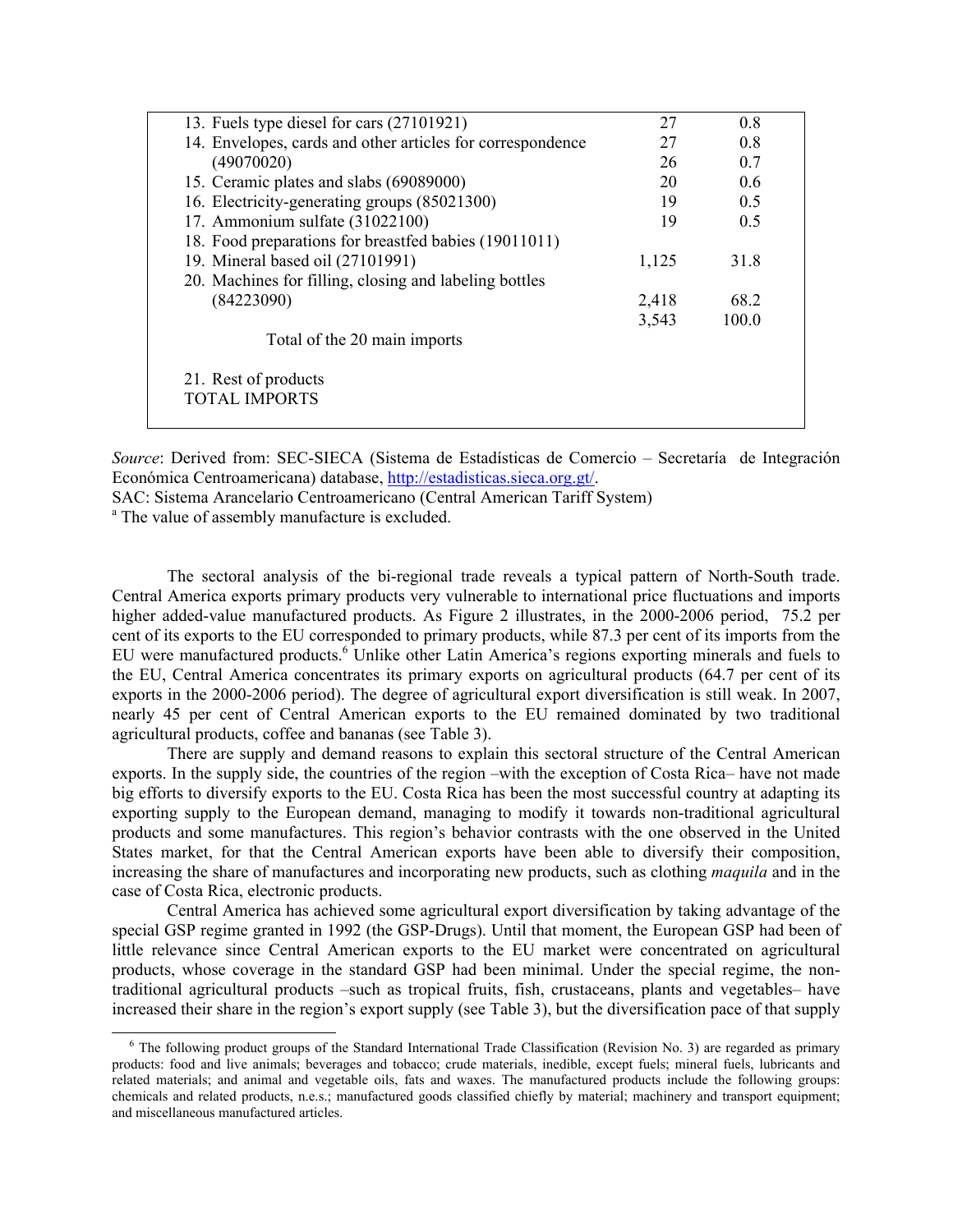| | | |
|---|---|---|
| 13. Fuels type diesel for cars (27101921) | 27 | 0.8 |
| 14. Envelopes, cards and other articles for correspondence | 27 | 0.8 |
| (49070020) | 26 | 0.7 |
| 15. Ceramic plates and slabs (69089000) | 20 | 0.6 |
| 16. Electricity-generating groups (85021300) | 19 | 0.5 |
| 17. Ammonium sulfate (31022100) | 19 | 0.5 |
| 18. Food preparations for breastfed babies (19011011) | | |
| 19. Mineral based oil (27101991) | 1,125 | 31.8 |
| 20. Machines for filling, closing and labeling bottles | | |
| (84223090) | 2,418 | 68.2 |
| | 3,543 | 100.0 |
| Total of the 20 main imports | | |
| | | |
| 21. Rest of products | | |
| TOTAL IMPORTS | | |

*Source*: Derived from: SEC-SIECA (Sistema de Estadísticas de Comercio – Secretaría de Integración Económica Centroamericana) database, http://estadisticas.sieca.org.gt/.

SAC: Sistema Arancelario Centroamericano (Central American Tariff System)

[a] The value of assembly manufacture is excluded.

The sectoral analysis of the bi-regional trade reveals a typical pattern of North-South trade. Central America exports primary products very vulnerable to international price fluctuations and imports higher added-value manufactured products. As Figure 2 illustrates, in the 2000-2006 period, 75.2 per cent of its exports to the EU corresponded to primary products, while 87.3 per cent of its imports from the EU were manufactured products.[6] Unlike other Latin America's regions exporting minerals and fuels to the EU, Central America concentrates its primary exports on agricultural products (64.7 per cent of its exports in the 2000-2006 period). The degree of agricultural export diversification is still weak. In 2007, nearly 45 per cent of Central American exports to the EU remained dominated by two traditional agricultural products, coffee and bananas (see Table 3).

There are supply and demand reasons to explain this sectoral structure of the Central American exports. In the supply side, the countries of the region –with the exception of Costa Rica– have not made big efforts to diversify exports to the EU. Costa Rica has been the most successful country at adapting its exporting supply to the European demand, managing to modify it towards non-traditional agricultural products and some manufactures. This region's behavior contrasts with the one observed in the United States market, for that the Central American exports have been able to diversify their composition, increasing the share of manufactures and incorporating new products, such as clothing *maquila* and in the case of Costa Rica, electronic products.

Central America has achieved some agricultural export diversification by taking advantage of the special GSP regime granted in 1992 (the GSP-Drugs). Until that moment, the European GSP had been of little relevance since Central American exports to the EU market were concentrated on agricultural products, whose coverage in the standard GSP had been minimal. Under the special regime, the non-traditional agricultural products –such as tropical fruits, fish, crustaceans, plants and vegetables– have increased their share in the region's export supply (see Table 3), but the diversification pace of that supply

[6] The following product groups of the Standard International Trade Classification (Revision No. 3) are regarded as primary products: food and live animals; beverages and tobacco; crude materials, inedible, except fuels; mineral fuels, lubricants and related materials; and animal and vegetable oils, fats and waxes. The manufactured products include the following groups: chemicals and related products, n.e.s.; manufactured goods classified chiefly by material; machinery and transport equipment; and miscellaneous manufactured articles.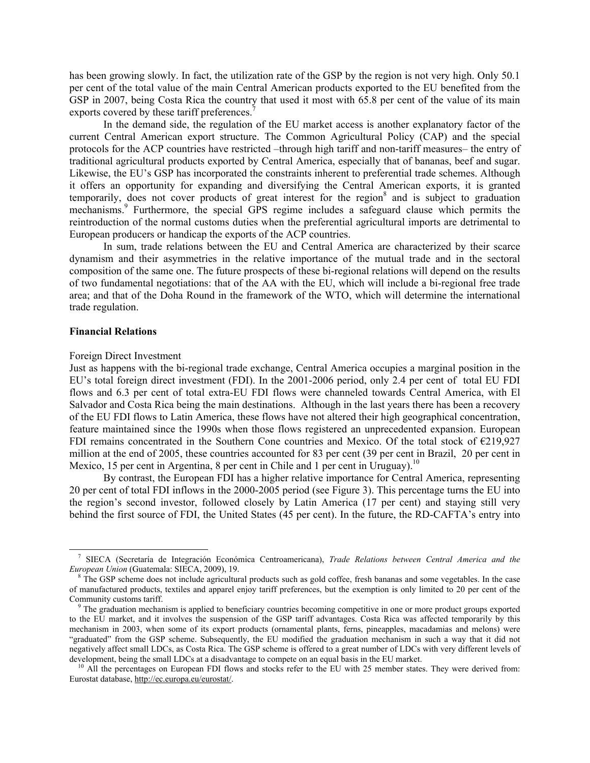has been growing slowly. In fact, the utilization rate of the GSP by the region is not very high. Only 50.1 per cent of the total value of the main Central American products exported to the EU benefited from the GSP in 2007, being Costa Rica the country that used it most with 65.8 per cent of the value of its main exports covered by these tariff preferences.[7]

In the demand side, the regulation of the EU market access is another explanatory factor of the current Central American export structure. The Common Agricultural Policy (CAP) and the special protocols for the ACP countries have restricted –through high tariff and non-tariff measures– the entry of traditional agricultural products exported by Central America, especially that of bananas, beef and sugar. Likewise, the EU's GSP has incorporated the constraints inherent to preferential trade schemes. Although it offers an opportunity for expanding and diversifying the Central American exports, it is granted temporarily, does not cover products of great interest for the region[8] and is subject to graduation mechanisms.[9] Furthermore, the special GPS regime includes a safeguard clause which permits the reintroduction of the normal customs duties when the preferential agricultural imports are detrimental to European producers or handicap the exports of the ACP countries.

In sum, trade relations between the EU and Central America are characterized by their scarce dynamism and their asymmetries in the relative importance of the mutual trade and in the sectoral composition of the same one. The future prospects of these bi-regional relations will depend on the results of two fundamental negotiations: that of the AA with the EU, which will include a bi-regional free trade area; and that of the Doha Round in the framework of the WTO, which will determine the international trade regulation.

**Financial Relations**

Foreign Direct Investment

Just as happens with the bi-regional trade exchange, Central America occupies a marginal position in the EU's total foreign direct investment (FDI). In the 2001-2006 period, only 2.4 per cent of total EU FDI flows and 6.3 per cent of total extra-EU FDI flows were channeled towards Central America, with El Salvador and Costa Rica being the main destinations. Although in the last years there has been a recovery of the EU FDI flows to Latin America, these flows have not altered their high geographical concentration, feature maintained since the 1990s when those flows registered an unprecedented expansion. European FDI remains concentrated in the Southern Cone countries and Mexico. Of the total stock of €219,927 million at the end of 2005, these countries accounted for 83 per cent (39 per cent in Brazil, 20 per cent in Mexico, 15 per cent in Argentina, 8 per cent in Chile and 1 per cent in Uruguay).[10]

By contrast, the European FDI has a higher relative importance for Central America, representing 20 per cent of total FDI inflows in the 2000-2005 period (see Figure 3). This percentage turns the EU into the region's second investor, followed closely by Latin America (17 per cent) and staying still very behind the first source of FDI, the United States (45 per cent). In the future, the RD-CAFTA's entry into

---

[7] SIECA (Secretaría de Integración Económica Centroamericana), *Trade Relations between Central America and the European Union* (Guatemala: SIECA, 2009), 19.

[8] The GSP scheme does not include agricultural products such as gold coffee, fresh bananas and some vegetables. In the case of manufactured products, textiles and apparel enjoy tariff preferences, but the exemption is only limited to 20 per cent of the Community customs tariff.

[9] The graduation mechanism is applied to beneficiary countries becoming competitive in one or more product groups exported to the EU market, and it involves the suspension of the GSP tariff advantages. Costa Rica was affected temporarily by this mechanism in 2003, when some of its export products (ornamental plants, ferns, pineapples, macadamias and melons) were "graduated" from the GSP scheme. Subsequently, the EU modified the graduation mechanism in such a way that it did not negatively affect small LDCs, as Costa Rica. The GSP scheme is offered to a great number of LDCs with very different levels of development, being the small LDCs at a disadvantage to compete on an equal basis in the EU market.

[10] All the percentages on European FDI flows and stocks refer to the EU with 25 member states. They were derived from: Eurostat database, http://ec.europa.eu/eurostat/.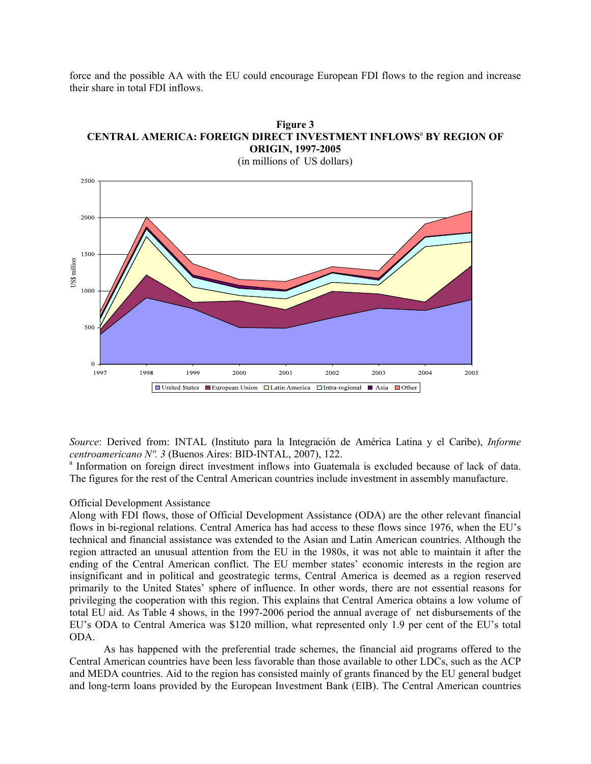force and the possible AA with the EU could encourage European FDI flows to the region and increase their share in total FDI inflows.

**Figure 3**
**CENTRAL AMERICA: FOREIGN DIRECT INVESTMENT INFLOWS[a] BY REGION OF ORIGIN, 1997-2005**
(in millions of US dollars)

*Source*: Derived from: INTAL (Instituto para la Integración de América Latina y el Caribe), *Informe centroamericano Nº. 3* (Buenos Aires: BID-INTAL, 2007), 122.

[a] Information on foreign direct investment inflows into Guatemala is excluded because of lack of data. The figures for the rest of the Central American countries include investment in assembly manufacture.

Official Development Assistance

Along with FDI flows, those of Official Development Assistance (ODA) are the other relevant financial flows in bi-regional relations. Central America has had access to these flows since 1976, when the EU's technical and financial assistance was extended to the Asian and Latin American countries. Although the region attracted an unusual attention from the EU in the 1980s, it was not able to maintain it after the ending of the Central American conflict. The EU member states' economic interests in the region are insignificant and in political and geostrategic terms, Central America is deemed as a region reserved primarily to the United States' sphere of influence. In other words, there are not essential reasons for privileging the cooperation with this region. This explains that Central America obtains a low volume of total EU aid. As Table 4 shows, in the 1997-2006 period the annual average of net disbursements of the EU's ODA to Central America was $120 million, what represented only 1.9 per cent of the EU's total ODA.

As has happened with the preferential trade schemes, the financial aid programs offered to the Central American countries have been less favorable than those available to other LDCs, such as the ACP and MEDA countries. Aid to the region has consisted mainly of grants financed by the EU general budget and long-term loans provided by the European Investment Bank (EIB). The Central American countries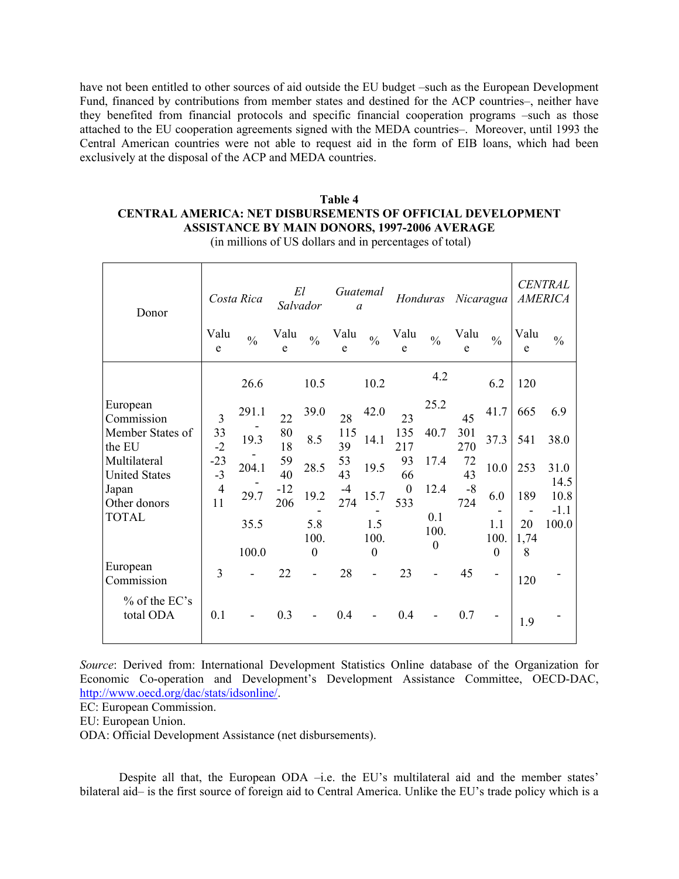have not been entitled to other sources of aid outside the EU budget –such as the European Development Fund, financed by contributions from member states and destined for the ACP countries–, neither have they benefited from financial protocols and specific financial cooperation programs –such as those attached to the EU cooperation agreements signed with the MEDA countries–. Moreover, until 1993 the Central American countries were not able to request aid in the form of EIB loans, which had been exclusively at the disposal of the ACP and MEDA countries.

**Table 4**
**CENTRAL AMERICA: NET DISBURSEMENTS OF OFFICIAL DEVELOPMENT ASSISTANCE BY MAIN DONORS, 1997-2006 AVERAGE**
(in millions of US dollars and in percentages of total)

| Donor | *Costa Rica* | | *El Salvador* | | *Guatemala* | | *Honduras* | | *Nicaragua* | | *CENTRAL AMERICA* | |
|---|---|---|---|---|---|---|---|---|---|---|---|---|
| | Value | % | Value | % | Value | % | Value | % | Value | % | Value | % |
| European Commission | 3 | 26.6 | 22 | 10.5 | 28 | 10.2 | 23 | 4.2 | 45 | 6.2 | 120 | 6.9 |
| Member States of the EU | 33 | 291.1 | 80 | 39.0 | 115 | 42.0 | 135 | 25.2 | 301 | 41.7 | 665 | 38.0 |
| Multilateral | -2 | -19.3 | 18 | 8.5 | 39 | 14.1 | 217 | 40.7 | 270 | 37.3 | 541 | 31.0 |
| United States | -23 | -204.1 | 59 | 28.5 | 53 | 19.5 | 93 | 17.4 | 72 | 10.0 | 253 | 14.5 |
| Japan | -3 | -29.7 | 40 | 19.2 | 43 | 15.7 | 66 | 12.4 | 43 | 6.0 | 189 | 10.8 |
| Other donors | 4 | 35.5 | -12 | -5.8 | -4 | -1.5 | 0 | 0.1 | -8 | -1.1 | -20 | -1.1 |
| TOTAL | 11 | 100.0 | 206 | 100.0 | 274 | 100.0 | 533 | 100.0 | 724 | 100.0 | 1,748 | 100.0 |
| European Commission | 3 | - | 22 | - | 28 | - | 23 | - | 45 | - | 120 | - |
| % of the EC's total ODA | 0.1 | - | 0.3 | - | 0.4 | - | 0.4 | - | 0.7 | - | 1.9 | - |

*Source*: Derived from: International Development Statistics Online database of the Organization for Economic Co-operation and Development's Development Assistance Committee, OECD-DAC, http://www.oecd.org/dac/stats/idsonline/.
EC: European Commission.
EU: European Union.
ODA: Official Development Assistance (net disbursements).

Despite all that, the European ODA –i.e. the EU's multilateral aid and the member states' bilateral aid– is the first source of foreign aid to Central America. Unlike the EU's trade policy which is a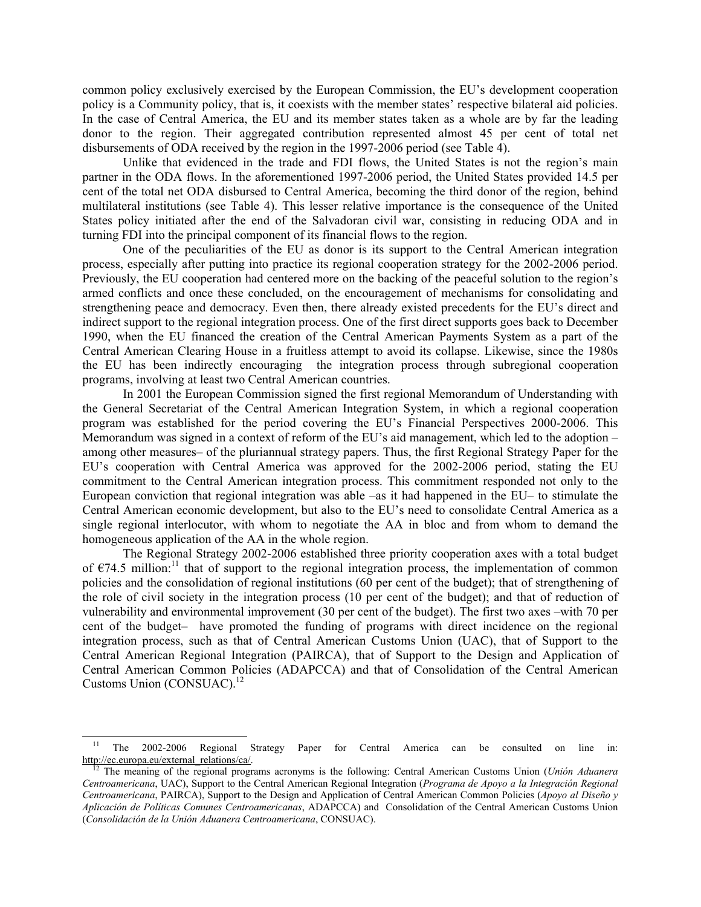common policy exclusively exercised by the European Commission, the EU's development cooperation policy is a Community policy, that is, it coexists with the member states' respective bilateral aid policies. In the case of Central America, the EU and its member states taken as a whole are by far the leading donor to the region. Their aggregated contribution represented almost 45 per cent of total net disbursements of ODA received by the region in the 1997-2006 period (see Table 4).

Unlike that evidenced in the trade and FDI flows, the United States is not the region's main partner in the ODA flows. In the aforementioned 1997-2006 period, the United States provided 14.5 per cent of the total net ODA disbursed to Central America, becoming the third donor of the region, behind multilateral institutions (see Table 4). This lesser relative importance is the consequence of the United States policy initiated after the end of the Salvadoran civil war, consisting in reducing ODA and in turning FDI into the principal component of its financial flows to the region.

One of the peculiarities of the EU as donor is its support to the Central American integration process, especially after putting into practice its regional cooperation strategy for the 2002-2006 period. Previously, the EU cooperation had centered more on the backing of the peaceful solution to the region's armed conflicts and once these concluded, on the encouragement of mechanisms for consolidating and strengthening peace and democracy. Even then, there already existed precedents for the EU's direct and indirect support to the regional integration process. One of the first direct supports goes back to December 1990, when the EU financed the creation of the Central American Payments System as a part of the Central American Clearing House in a fruitless attempt to avoid its collapse. Likewise, since the 1980s the EU has been indirectly encouraging the integration process through subregional cooperation programs, involving at least two Central American countries.

In 2001 the European Commission signed the first regional Memorandum of Understanding with the General Secretariat of the Central American Integration System, in which a regional cooperation program was established for the period covering the EU's Financial Perspectives 2000-2006. This Memorandum was signed in a context of reform of the EU's aid management, which led to the adoption –among other measures– of the pluriannual strategy papers. Thus, the first Regional Strategy Paper for the EU's cooperation with Central America was approved for the 2002-2006 period, stating the EU commitment to the Central American integration process. This commitment responded not only to the European conviction that regional integration was able –as it had happened in the EU– to stimulate the Central American economic development, but also to the EU's need to consolidate Central America as a single regional interlocutor, with whom to negotiate the AA in bloc and from whom to demand the homogeneous application of the AA in the whole region.

The Regional Strategy 2002-2006 established three priority cooperation axes with a total budget of €74.5 million:[11] that of support to the regional integration process, the implementation of common policies and the consolidation of regional institutions (60 per cent of the budget); that of strengthening of the role of civil society in the integration process (10 per cent of the budget); and that of reduction of vulnerability and environmental improvement (30 per cent of the budget). The first two axes –with 70 per cent of the budget– have promoted the funding of programs with direct incidence on the regional integration process, such as that of Central American Customs Union (UAC), that of Support to the Central American Regional Integration (PAIRCA), that of Support to the Design and Application of Central American Common Policies (ADAPCCA) and that of Consolidation of the Central American Customs Union (CONSUAC).[12]

---

[11] The 2002-2006 Regional Strategy Paper for Central America can be consulted on line in: http://ec.europa.eu/external_relations/ca/.

[12] The meaning of the regional programs acronyms is the following: Central American Customs Union (*Unión Aduanera Centroamericana*, UAC), Support to the Central American Regional Integration (*Programa de Apoyo a la Integración Regional Centroamericana*, PAIRCA), Support to the Design and Application of Central American Common Policies (*Apoyo al Diseño y Aplicación de Políticas Comunes Centroamericanas*, ADAPCCA) and Consolidation of the Central American Customs Union (*Consolidación de la Unión Aduanera Centroamericana*, CONSUAC).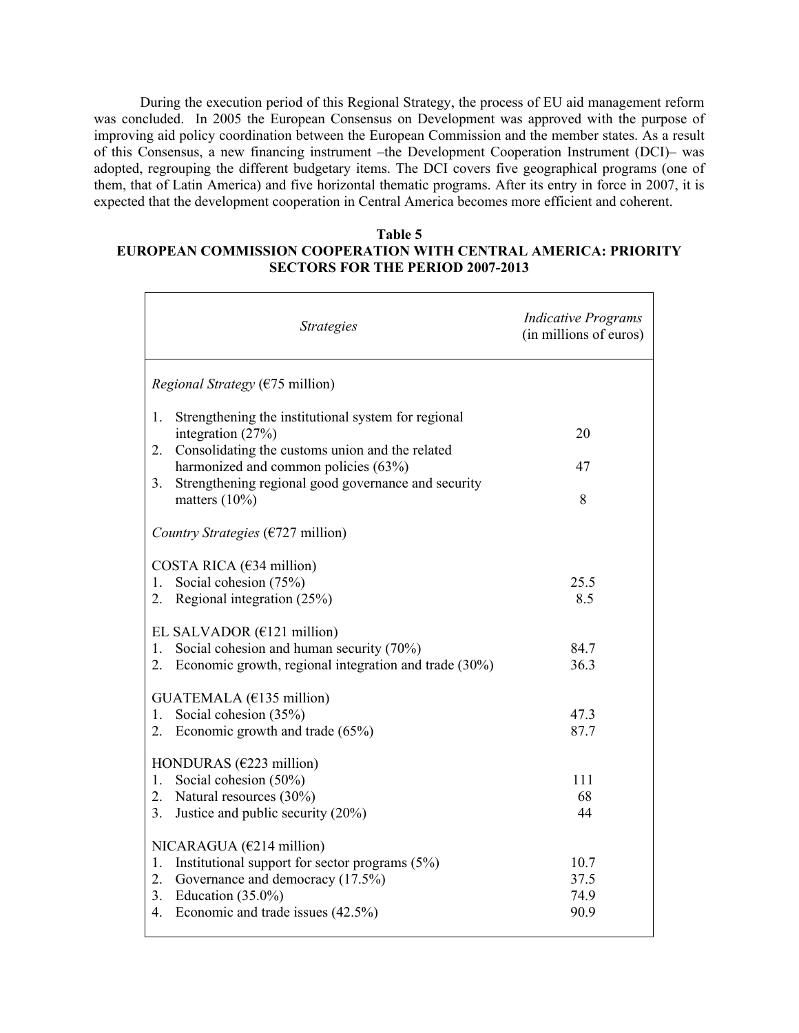During the execution period of this Regional Strategy, the process of EU aid management reform was concluded. In 2005 the European Consensus on Development was approved with the purpose of improving aid policy coordination between the European Commission and the member states. As a result of this Consensus, a new financing instrument –the Development Cooperation Instrument (DCI)– was adopted, regrouping the different budgetary items. The DCI covers five geographical programs (one of them, that of Latin America) and five horizontal thematic programs. After its entry in force in 2007, it is expected that the development cooperation in Central America becomes more efficient and coherent.

**Table 5**

**EUROPEAN COMMISSION COOPERATION WITH CENTRAL AMERICA: PRIORITY SECTORS FOR THE PERIOD 2007-2013**

| *Strategies* | *Indicative Programs* (in millions of euros) |
|---|---|
| *Regional Strategy* (€75 million) | |
| 1. Strengthening the institutional system for regional integration (27%) | 20 |
| 2. Consolidating the customs union and the related harmonized and common policies (63%) | 47 |
| 3. Strengthening regional good governance and security matters (10%) | 8 |
| *Country Strategies* (€727 million) | |
| COSTA RICA (€34 million) | |
| 1. Social cohesion (75%) | 25.5 |
| 2. Regional integration (25%) | 8.5 |
| EL SALVADOR (€121 million) | |
| 1. Social cohesion and human security (70%) | 84.7 |
| 2. Economic growth, regional integration and trade (30%) | 36.3 |
| GUATEMALA (€135 million) | |
| 1. Social cohesion (35%) | 47.3 |
| 2. Economic growth and trade (65%) | 87.7 |
| HONDURAS (€223 million) | |
| 1. Social cohesion (50%) | 111 |
| 2. Natural resources (30%) | 68 |
| 3. Justice and public security (20%) | 44 |
| NICARAGUA (€214 million) | |
| 1. Institutional support for sector programs (5%) | 10.7 |
| 2. Governance and democracy (17.5%) | 37.5 |
| 3. Education (35.0%) | 74.9 |
| 4. Economic and trade issues (42.5%) | 90.9 |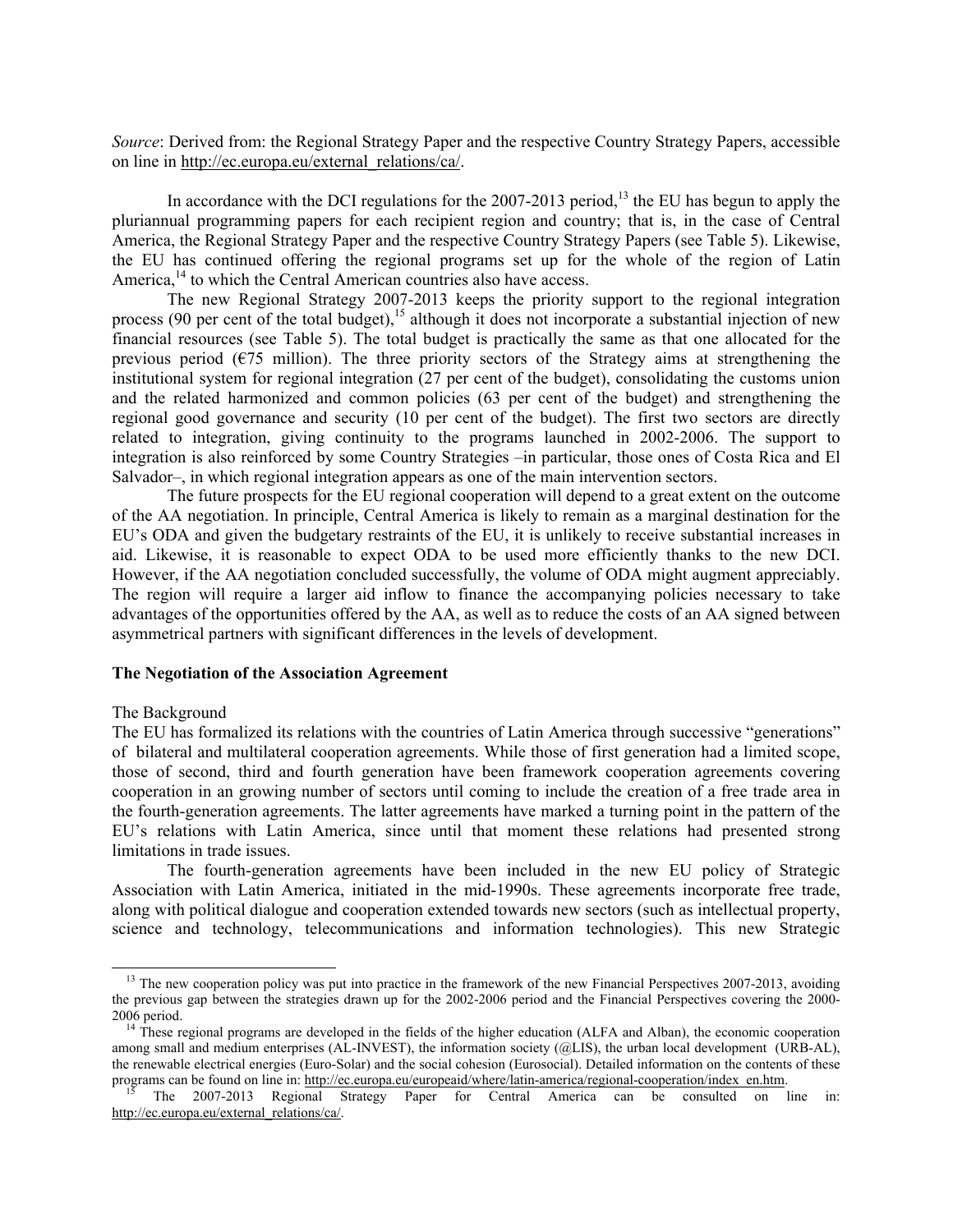*Source*: Derived from: the Regional Strategy Paper and the respective Country Strategy Papers, accessible on line in http://ec.europa.eu/external_relations/ca/.

In accordance with the DCI regulations for the 2007-2013 period,[13] the EU has begun to apply the pluriannual programming papers for each recipient region and country; that is, in the case of Central America, the Regional Strategy Paper and the respective Country Strategy Papers (see Table 5). Likewise, the EU has continued offering the regional programs set up for the whole of the region of Latin America,[14] to which the Central American countries also have access.

The new Regional Strategy 2007-2013 keeps the priority support to the regional integration process (90 per cent of the total budget),[15] although it does not incorporate a substantial injection of new financial resources (see Table 5). The total budget is practically the same as that one allocated for the previous period (€75 million). The three priority sectors of the Strategy aims at strengthening the institutional system for regional integration (27 per cent of the budget), consolidating the customs union and the related harmonized and common policies (63 per cent of the budget) and strengthening the regional good governance and security (10 per cent of the budget). The first two sectors are directly related to integration, giving continuity to the programs launched in 2002-2006. The support to integration is also reinforced by some Country Strategies –in particular, those ones of Costa Rica and El Salvador–, in which regional integration appears as one of the main intervention sectors.

The future prospects for the EU regional cooperation will depend to a great extent on the outcome of the AA negotiation. In principle, Central America is likely to remain as a marginal destination for the EU's ODA and given the budgetary restraints of the EU, it is unlikely to receive substantial increases in aid. Likewise, it is reasonable to expect ODA to be used more efficiently thanks to the new DCI. However, if the AA negotiation concluded successfully, the volume of ODA might augment appreciably. The region will require a larger aid inflow to finance the accompanying policies necessary to take advantages of the opportunities offered by the AA, as well as to reduce the costs of an AA signed between asymmetrical partners with significant differences in the levels of development.

## The Negotiation of the Association Agreement

### The Background

The EU has formalized its relations with the countries of Latin America through successive "generations" of bilateral and multilateral cooperation agreements. While those of first generation had a limited scope, those of second, third and fourth generation have been framework cooperation agreements covering cooperation in an growing number of sectors until coming to include the creation of a free trade area in the fourth-generation agreements. The latter agreements have marked a turning point in the pattern of the EU's relations with Latin America, since until that moment these relations had presented strong limitations in trade issues.

The fourth-generation agreements have been included in the new EU policy of Strategic Association with Latin America, initiated in the mid-1990s. These agreements incorporate free trade, along with political dialogue and cooperation extended towards new sectors (such as intellectual property, science and technology, telecommunications and information technologies). This new Strategic

---

[13] The new cooperation policy was put into practice in the framework of the new Financial Perspectives 2007-2013, avoiding the previous gap between the strategies drawn up for the 2002-2006 period and the Financial Perspectives covering the 2000-2006 period.

[14] These regional programs are developed in the fields of the higher education (ALFA and Alban), the economic cooperation among small and medium enterprises (AL-INVEST), the information society (@LIS), the urban local development (URB-AL), the renewable electrical energies (Euro-Solar) and the social cohesion (Eurosocial). Detailed information on the contents of these programs can be found on line in: http://ec.europa.eu/europeaid/where/latin-america/regional-cooperation/index_en.htm.

[15] The 2007-2013 Regional Strategy Paper for Central America can be consulted on line in: http://ec.europa.eu/external_relations/ca/.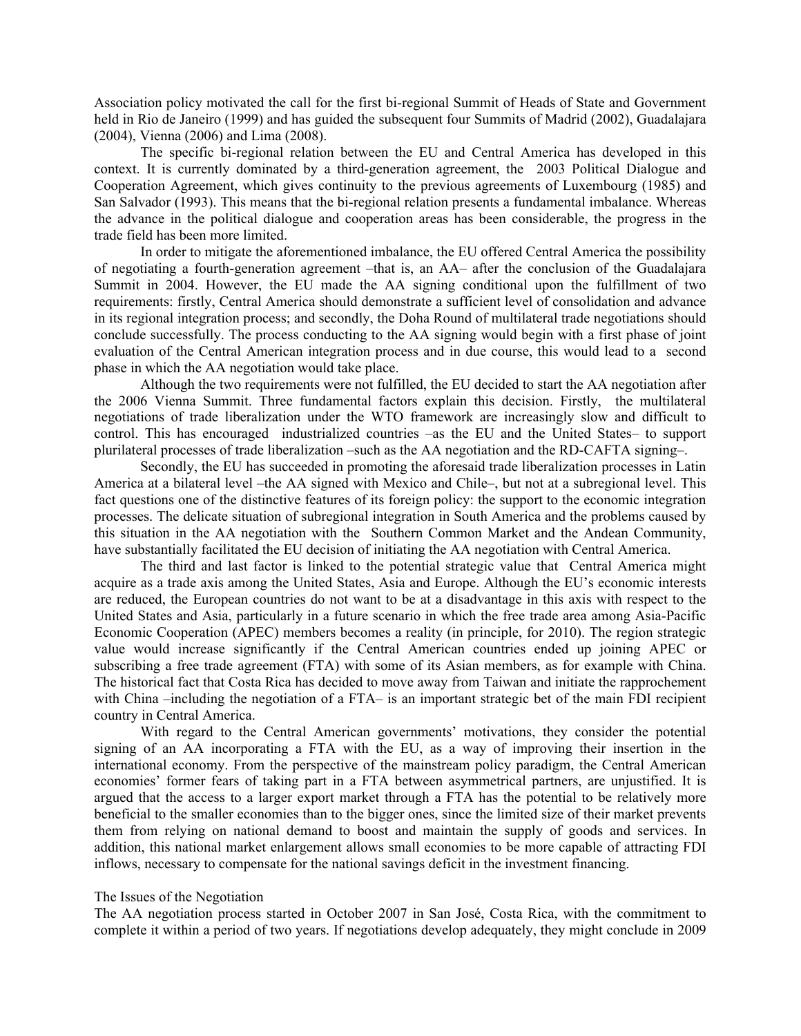Association policy motivated the call for the first bi-regional Summit of Heads of State and Government held in Rio de Janeiro (1999) and has guided the subsequent four Summits of Madrid (2002), Guadalajara (2004), Vienna (2006) and Lima (2008).

The specific bi-regional relation between the EU and Central America has developed in this context. It is currently dominated by a third-generation agreement, the 2003 Political Dialogue and Cooperation Agreement, which gives continuity to the previous agreements of Luxembourg (1985) and San Salvador (1993). This means that the bi-regional relation presents a fundamental imbalance. Whereas the advance in the political dialogue and cooperation areas has been considerable, the progress in the trade field has been more limited.

In order to mitigate the aforementioned imbalance, the EU offered Central America the possibility of negotiating a fourth-generation agreement –that is, an AA– after the conclusion of the Guadalajara Summit in 2004. However, the EU made the AA signing conditional upon the fulfillment of two requirements: firstly, Central America should demonstrate a sufficient level of consolidation and advance in its regional integration process; and secondly, the Doha Round of multilateral trade negotiations should conclude successfully. The process conducting to the AA signing would begin with a first phase of joint evaluation of the Central American integration process and in due course, this would lead to a second phase in which the AA negotiation would take place.

Although the two requirements were not fulfilled, the EU decided to start the AA negotiation after the 2006 Vienna Summit. Three fundamental factors explain this decision. Firstly, the multilateral negotiations of trade liberalization under the WTO framework are increasingly slow and difficult to control. This has encouraged industrialized countries –as the EU and the United States– to support plurilateral processes of trade liberalization –such as the AA negotiation and the RD-CAFTA signing–.

Secondly, the EU has succeeded in promoting the aforesaid trade liberalization processes in Latin America at a bilateral level –the AA signed with Mexico and Chile–, but not at a subregional level. This fact questions one of the distinctive features of its foreign policy: the support to the economic integration processes. The delicate situation of subregional integration in South America and the problems caused by this situation in the AA negotiation with the Southern Common Market and the Andean Community, have substantially facilitated the EU decision of initiating the AA negotiation with Central America.

The third and last factor is linked to the potential strategic value that Central America might acquire as a trade axis among the United States, Asia and Europe. Although the EU's economic interests are reduced, the European countries do not want to be at a disadvantage in this axis with respect to the United States and Asia, particularly in a future scenario in which the free trade area among Asia-Pacific Economic Cooperation (APEC) members becomes a reality (in principle, for 2010). The region strategic value would increase significantly if the Central American countries ended up joining APEC or subscribing a free trade agreement (FTA) with some of its Asian members, as for example with China. The historical fact that Costa Rica has decided to move away from Taiwan and initiate the rapprochement with China –including the negotiation of a FTA– is an important strategic bet of the main FDI recipient country in Central America.

With regard to the Central American governments' motivations, they consider the potential signing of an AA incorporating a FTA with the EU, as a way of improving their insertion in the international economy. From the perspective of the mainstream policy paradigm, the Central American economies' former fears of taking part in a FTA between asymmetrical partners, are unjustified. It is argued that the access to a larger export market through a FTA has the potential to be relatively more beneficial to the smaller economies than to the bigger ones, since the limited size of their market prevents them from relying on national demand to boost and maintain the supply of goods and services. In addition, this national market enlargement allows small economies to be more capable of attracting FDI inflows, necessary to compensate for the national savings deficit in the investment financing.

## The Issues of the Negotiation

The AA negotiation process started in October 2007 in San José, Costa Rica, with the commitment to complete it within a period of two years. If negotiations develop adequately, they might conclude in 2009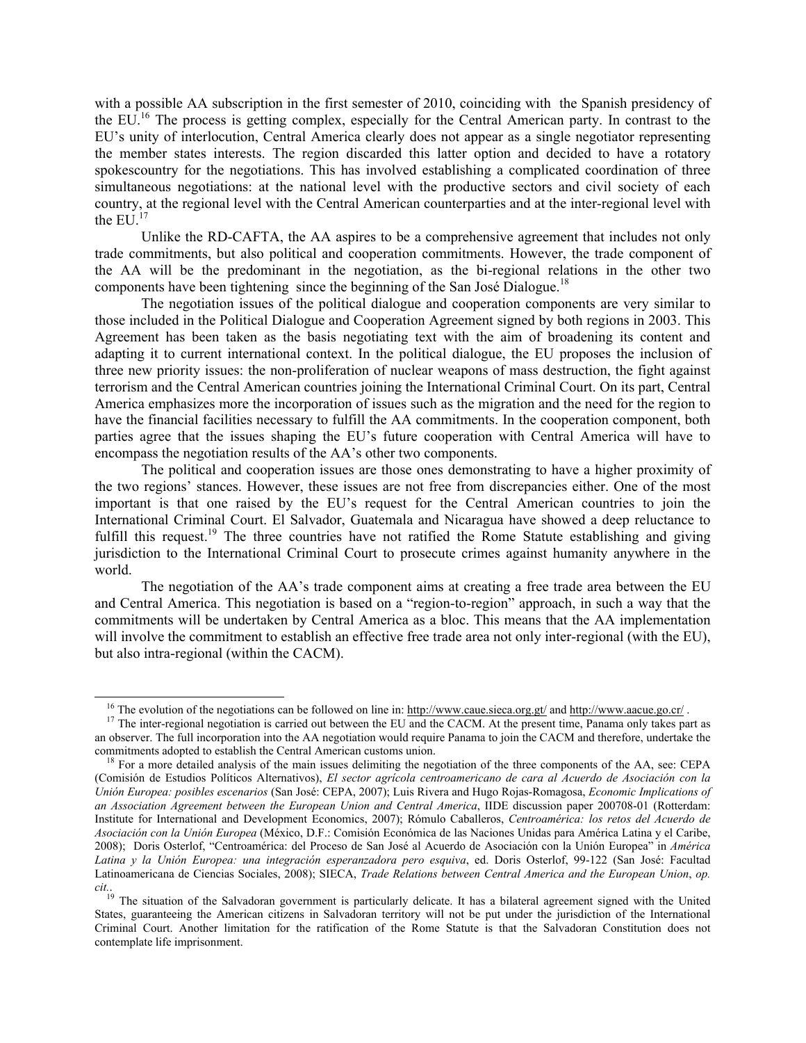with a possible AA subscription in the first semester of 2010, coinciding with the Spanish presidency of the EU.[16] The process is getting complex, especially for the Central American party. In contrast to the EU's unity of interlocution, Central America clearly does not appear as a single negotiator representing the member states interests. The region discarded this latter option and decided to have a rotatory spokescountry for the negotiations. This has involved establishing a complicated coordination of three simultaneous negotiations: at the national level with the productive sectors and civil society of each country, at the regional level with the Central American counterparties and at the inter-regional level with the EU.[17]

Unlike the RD-CAFTA, the AA aspires to be a comprehensive agreement that includes not only trade commitments, but also political and cooperation commitments. However, the trade component of the AA will be the predominant in the negotiation, as the bi-regional relations in the other two components have been tightening since the beginning of the San José Dialogue.[18]

The negotiation issues of the political dialogue and cooperation components are very similar to those included in the Political Dialogue and Cooperation Agreement signed by both regions in 2003. This Agreement has been taken as the basis negotiating text with the aim of broadening its content and adapting it to current international context. In the political dialogue, the EU proposes the inclusion of three new priority issues: the non-proliferation of nuclear weapons of mass destruction, the fight against terrorism and the Central American countries joining the International Criminal Court. On its part, Central America emphasizes more the incorporation of issues such as the migration and the need for the region to have the financial facilities necessary to fulfill the AA commitments. In the cooperation component, both parties agree that the issues shaping the EU's future cooperation with Central America will have to encompass the negotiation results of the AA's other two components.

The political and cooperation issues are those ones demonstrating to have a higher proximity of the two regions' stances. However, these issues are not free from discrepancies either. One of the most important is that one raised by the EU's request for the Central American countries to join the International Criminal Court. El Salvador, Guatemala and Nicaragua have showed a deep reluctance to fulfill this request.[19] The three countries have not ratified the Rome Statute establishing and giving jurisdiction to the International Criminal Court to prosecute crimes against humanity anywhere in the world.

The negotiation of the AA's trade component aims at creating a free trade area between the EU and Central America. This negotiation is based on a "region-to-region" approach, in such a way that the commitments will be undertaken by Central America as a bloc. This means that the AA implementation will involve the commitment to establish an effective free trade area not only inter-regional (with the EU), but also intra-regional (within the CACM).

---

[16] The evolution of the negotiations can be followed on line in: http://www.caue.sieca.org.gt/ and http://www.aacue.go.cr/ .

[17] The inter-regional negotiation is carried out between the EU and the CACM. At the present time, Panama only takes part as an observer. The full incorporation into the AA negotiation would require Panama to join the CACM and therefore, undertake the commitments adopted to establish the Central American customs union.

[18] For a more detailed analysis of the main issues delimiting the negotiation of the three components of the AA, see: CEPA (Comisión de Estudios Políticos Alternativos), *El sector agrícola centroamericano de cara al Acuerdo de Asociación con la Unión Europea: posibles escenarios* (San José: CEPA, 2007); Luis Rivera and Hugo Rojas-Romagosa, *Economic Implications of an Association Agreement between the European Union and Central America*, IIDE discussion paper 200708-01 (Rotterdam: Institute for International and Development Economics, 2007); Rómulo Caballeros, *Centroamérica: los retos del Acuerdo de Asociación con la Unión Europea* (México, D.F.: Comisión Económica de las Naciones Unidas para América Latina y el Caribe, 2008); Doris Osterlof, "Centroamérica: del Proceso de San José al Acuerdo de Asociación con la Unión Europea" in *América Latina y la Unión Europea: una integración esperanzadora pero esquiva*, ed. Doris Osterlof, 99-122 (San José: Facultad Latinoamericana de Ciencias Sociales, 2008); SIECA, *Trade Relations between Central America and the European Union*, *op. cit.*.

[19] The situation of the Salvadoran government is particularly delicate. It has a bilateral agreement signed with the United States, guaranteeing the American citizens in Salvadoran territory will not be put under the jurisdiction of the International Criminal Court. Another limitation for the ratification of the Rome Statute is that the Salvadoran Constitution does not contemplate life imprisonment.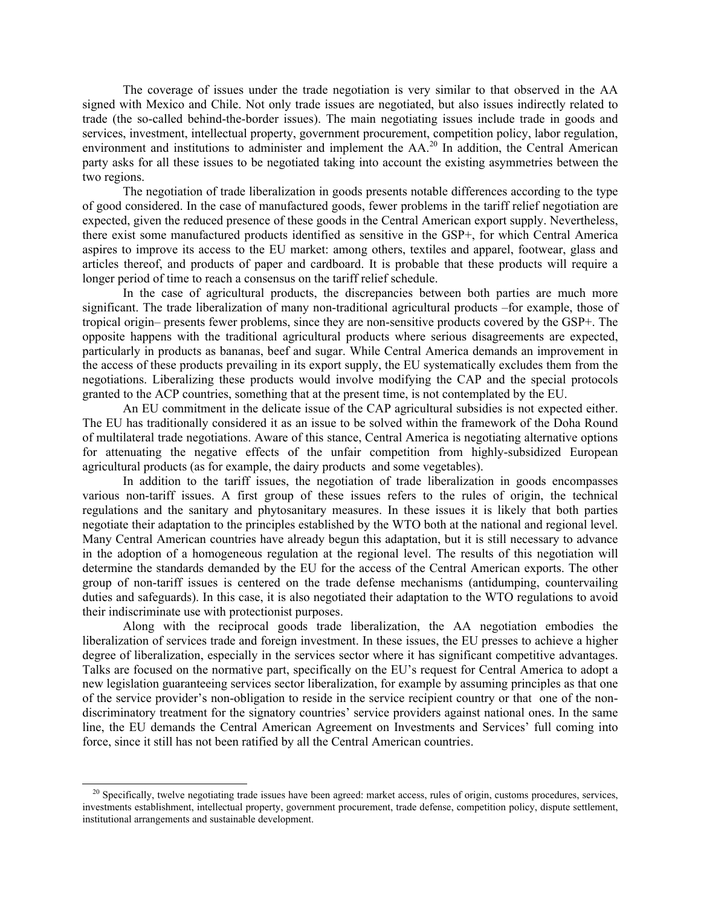The coverage of issues under the trade negotiation is very similar to that observed in the AA signed with Mexico and Chile. Not only trade issues are negotiated, but also issues indirectly related to trade (the so-called behind-the-border issues). The main negotiating issues include trade in goods and services, investment, intellectual property, government procurement, competition policy, labor regulation, environment and institutions to administer and implement the AA.[20] In addition, the Central American party asks for all these issues to be negotiated taking into account the existing asymmetries between the two regions.

The negotiation of trade liberalization in goods presents notable differences according to the type of good considered. In the case of manufactured goods, fewer problems in the tariff relief negotiation are expected, given the reduced presence of these goods in the Central American export supply. Nevertheless, there exist some manufactured products identified as sensitive in the GSP+, for which Central America aspires to improve its access to the EU market: among others, textiles and apparel, footwear, glass and articles thereof, and products of paper and cardboard. It is probable that these products will require a longer period of time to reach a consensus on the tariff relief schedule.

In the case of agricultural products, the discrepancies between both parties are much more significant. The trade liberalization of many non-traditional agricultural products –for example, those of tropical origin– presents fewer problems, since they are non-sensitive products covered by the GSP+. The opposite happens with the traditional agricultural products where serious disagreements are expected, particularly in products as bananas, beef and sugar. While Central America demands an improvement in the access of these products prevailing in its export supply, the EU systematically excludes them from the negotiations. Liberalizing these products would involve modifying the CAP and the special protocols granted to the ACP countries, something that at the present time, is not contemplated by the EU.

An EU commitment in the delicate issue of the CAP agricultural subsidies is not expected either. The EU has traditionally considered it as an issue to be solved within the framework of the Doha Round of multilateral trade negotiations. Aware of this stance, Central America is negotiating alternative options for attenuating the negative effects of the unfair competition from highly-subsidized European agricultural products (as for example, the dairy products and some vegetables).

In addition to the tariff issues, the negotiation of trade liberalization in goods encompasses various non-tariff issues. A first group of these issues refers to the rules of origin, the technical regulations and the sanitary and phytosanitary measures. In these issues it is likely that both parties negotiate their adaptation to the principles established by the WTO both at the national and regional level. Many Central American countries have already begun this adaptation, but it is still necessary to advance in the adoption of a homogeneous regulation at the regional level. The results of this negotiation will determine the standards demanded by the EU for the access of the Central American exports. The other group of non-tariff issues is centered on the trade defense mechanisms (antidumping, countervailing duties and safeguards). In this case, it is also negotiated their adaptation to the WTO regulations to avoid their indiscriminate use with protectionist purposes.

Along with the reciprocal goods trade liberalization, the AA negotiation embodies the liberalization of services trade and foreign investment. In these issues, the EU presses to achieve a higher degree of liberalization, especially in the services sector where it has significant competitive advantages. Talks are focused on the normative part, specifically on the EU's request for Central America to adopt a new legislation guaranteeing services sector liberalization, for example by assuming principles as that one of the service provider's non-obligation to reside in the service recipient country or that one of the non-discriminatory treatment for the signatory countries' service providers against national ones. In the same line, the EU demands the Central American Agreement on Investments and Services' full coming into force, since it still has not been ratified by all the Central American countries.

[20] Specifically, twelve negotiating trade issues have been agreed: market access, rules of origin, customs procedures, services, investments establishment, intellectual property, government procurement, trade defense, competition policy, dispute settlement, institutional arrangements and sustainable development.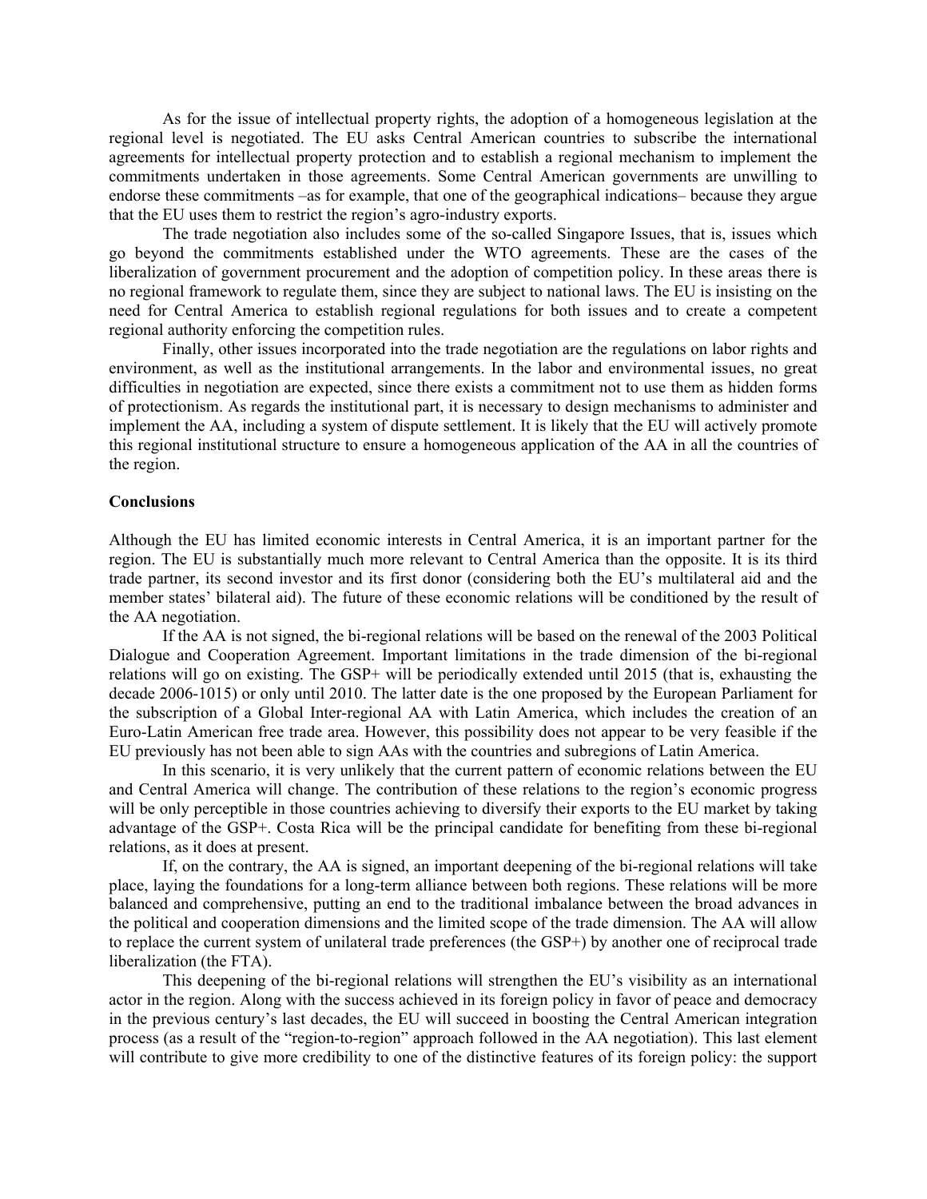As for the issue of intellectual property rights, the adoption of a homogeneous legislation at the regional level is negotiated. The EU asks Central American countries to subscribe the international agreements for intellectual property protection and to establish a regional mechanism to implement the commitments undertaken in those agreements. Some Central American governments are unwilling to endorse these commitments –as for example, that one of the geographical indications– because they argue that the EU uses them to restrict the region's agro-industry exports.

The trade negotiation also includes some of the so-called Singapore Issues, that is, issues which go beyond the commitments established under the WTO agreements. These are the cases of the liberalization of government procurement and the adoption of competition policy. In these areas there is no regional framework to regulate them, since they are subject to national laws. The EU is insisting on the need for Central America to establish regional regulations for both issues and to create a competent regional authority enforcing the competition rules.

Finally, other issues incorporated into the trade negotiation are the regulations on labor rights and environment, as well as the institutional arrangements. In the labor and environmental issues, no great difficulties in negotiation are expected, since there exists a commitment not to use them as hidden forms of protectionism. As regards the institutional part, it is necessary to design mechanisms to administer and implement the AA, including a system of dispute settlement. It is likely that the EU will actively promote this regional institutional structure to ensure a homogeneous application of the AA in all the countries of the region.

**Conclusions**

Although the EU has limited economic interests in Central America, it is an important partner for the region. The EU is substantially much more relevant to Central America than the opposite. It is its third trade partner, its second investor and its first donor (considering both the EU's multilateral aid and the member states' bilateral aid). The future of these economic relations will be conditioned by the result of the AA negotiation.

If the AA is not signed, the bi-regional relations will be based on the renewal of the 2003 Political Dialogue and Cooperation Agreement. Important limitations in the trade dimension of the bi-regional relations will go on existing. The GSP+ will be periodically extended until 2015 (that is, exhausting the decade 2006-1015) or only until 2010. The latter date is the one proposed by the European Parliament for the subscription of a Global Inter-regional AA with Latin America, which includes the creation of an Euro-Latin American free trade area. However, this possibility does not appear to be very feasible if the EU previously has not been able to sign AAs with the countries and subregions of Latin America.

In this scenario, it is very unlikely that the current pattern of economic relations between the EU and Central America will change. The contribution of these relations to the region's economic progress will be only perceptible in those countries achieving to diversify their exports to the EU market by taking advantage of the GSP+. Costa Rica will be the principal candidate for benefiting from these bi-regional relations, as it does at present.

If, on the contrary, the AA is signed, an important deepening of the bi-regional relations will take place, laying the foundations for a long-term alliance between both regions. These relations will be more balanced and comprehensive, putting an end to the traditional imbalance between the broad advances in the political and cooperation dimensions and the limited scope of the trade dimension. The AA will allow to replace the current system of unilateral trade preferences (the GSP+) by another one of reciprocal trade liberalization (the FTA).

This deepening of the bi-regional relations will strengthen the EU's visibility as an international actor in the region. Along with the success achieved in its foreign policy in favor of peace and democracy in the previous century's last decades, the EU will succeed in boosting the Central American integration process (as a result of the "region-to-region" approach followed in the AA negotiation). This last element will contribute to give more credibility to one of the distinctive features of its foreign policy: the support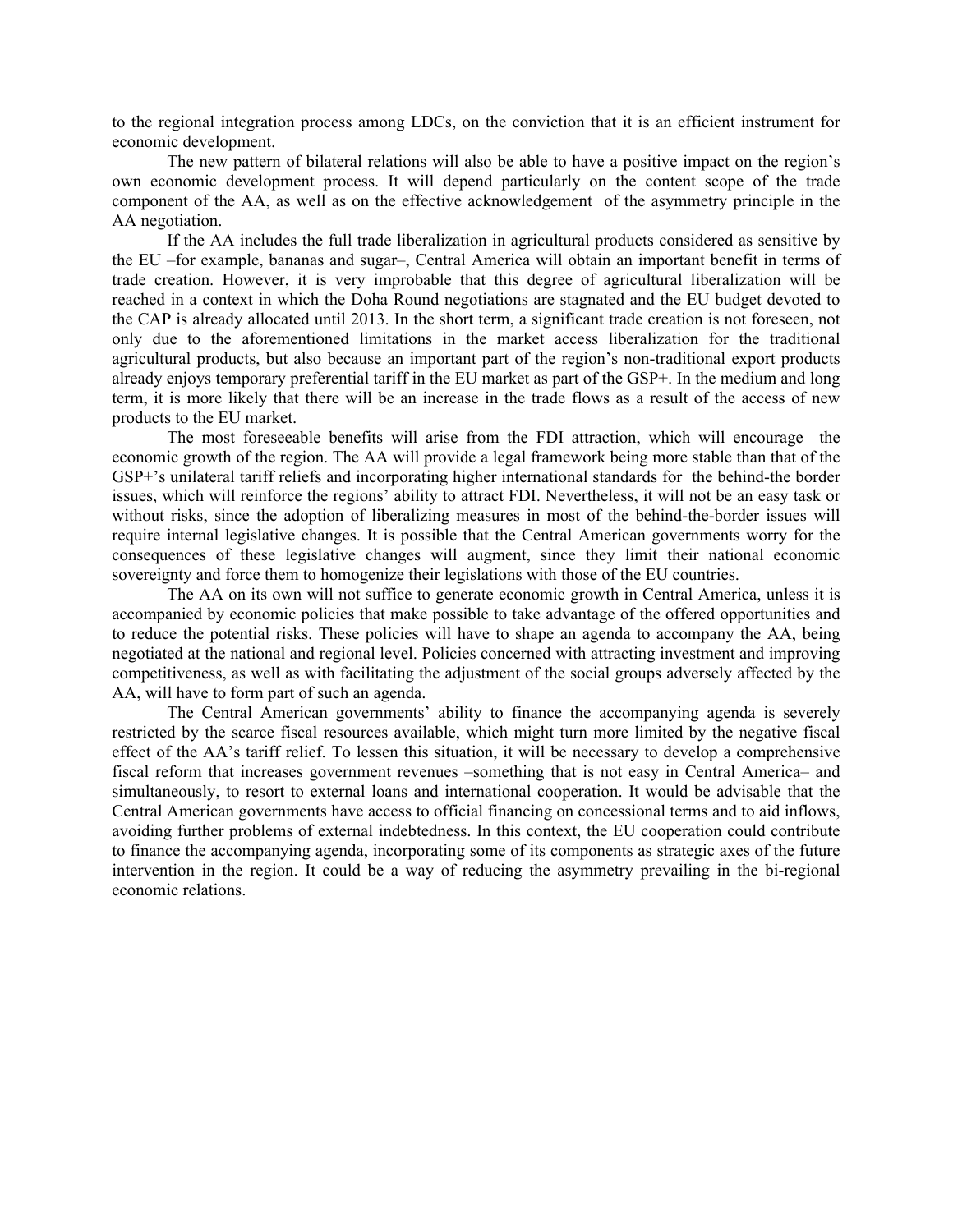to the regional integration process among LDCs, on the conviction that it is an efficient instrument for economic development.

The new pattern of bilateral relations will also be able to have a positive impact on the region's own economic development process. It will depend particularly on the content scope of the trade component of the AA, as well as on the effective acknowledgement of the asymmetry principle in the AA negotiation.

If the AA includes the full trade liberalization in agricultural products considered as sensitive by the EU –for example, bananas and sugar–, Central America will obtain an important benefit in terms of trade creation. However, it is very improbable that this degree of agricultural liberalization will be reached in a context in which the Doha Round negotiations are stagnated and the EU budget devoted to the CAP is already allocated until 2013. In the short term, a significant trade creation is not foreseen, not only due to the aforementioned limitations in the market access liberalization for the traditional agricultural products, but also because an important part of the region's non-traditional export products already enjoys temporary preferential tariff in the EU market as part of the GSP+. In the medium and long term, it is more likely that there will be an increase in the trade flows as a result of the access of new products to the EU market.

The most foreseeable benefits will arise from the FDI attraction, which will encourage the economic growth of the region. The AA will provide a legal framework being more stable than that of the GSP+'s unilateral tariff reliefs and incorporating higher international standards for the behind-the border issues, which will reinforce the regions' ability to attract FDI. Nevertheless, it will not be an easy task or without risks, since the adoption of liberalizing measures in most of the behind-the-border issues will require internal legislative changes. It is possible that the Central American governments worry for the consequences of these legislative changes will augment, since they limit their national economic sovereignty and force them to homogenize their legislations with those of the EU countries.

The AA on its own will not suffice to generate economic growth in Central America, unless it is accompanied by economic policies that make possible to take advantage of the offered opportunities and to reduce the potential risks. These policies will have to shape an agenda to accompany the AA, being negotiated at the national and regional level. Policies concerned with attracting investment and improving competitiveness, as well as with facilitating the adjustment of the social groups adversely affected by the AA, will have to form part of such an agenda.

The Central American governments' ability to finance the accompanying agenda is severely restricted by the scarce fiscal resources available, which might turn more limited by the negative fiscal effect of the AA's tariff relief. To lessen this situation, it will be necessary to develop a comprehensive fiscal reform that increases government revenues –something that is not easy in Central America– and simultaneously, to resort to external loans and international cooperation. It would be advisable that the Central American governments have access to official financing on concessional terms and to aid inflows, avoiding further problems of external indebtedness. In this context, the EU cooperation could contribute to finance the accompanying agenda, incorporating some of its components as strategic axes of the future intervention in the region. It could be a way of reducing the asymmetry prevailing in the bi-regional economic relations.